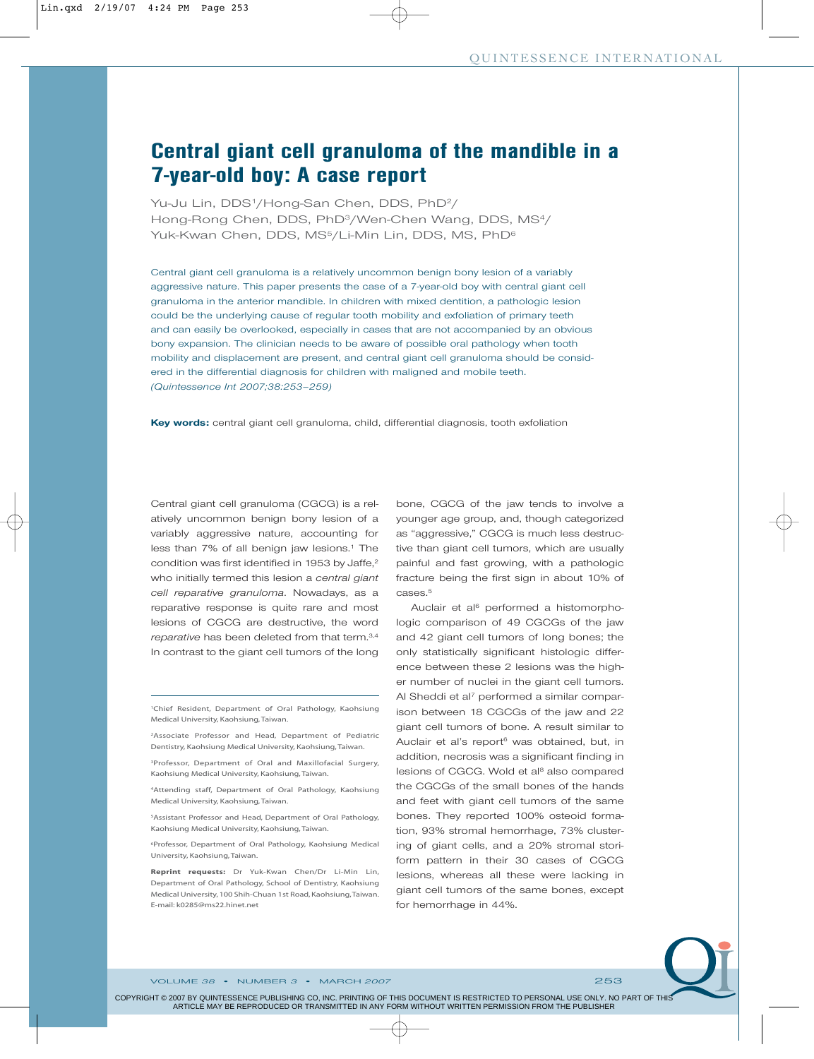# Central giant cell granuloma of the mandible in a 7-year-old boy: A case report

Yu-Ju Lin, DDS[1]/Hong-San Chen, DDS, PhD[2]/
Hong-Rong Chen, DDS, PhD[3]/Wen-Chen Wang, DDS, MS[4]/
Yuk-Kwan Chen, DDS, MS[5]/Li-Min Lin, DDS, MS, PhD[6]

Central giant cell granuloma is a relatively uncommon benign bony lesion of a variably aggressive nature. This paper presents the case of a 7-year-old boy with central giant cell granuloma in the anterior mandible. In children with mixed dentition, a pathologic lesion could be the underlying cause of regular tooth mobility and exfoliation of primary teeth and can easily be overlooked, especially in cases that are not accompanied by an obvious bony expansion. The clinician needs to be aware of possible oral pathology when tooth mobility and displacement are present, and central giant cell granuloma should be considered in the differential diagnosis for children with maligned and mobile teeth. *(Quintessence Int 2007;38:253–259)*

**Key words:** central giant cell granuloma, child, differential diagnosis, tooth exfoliation

Central giant cell granuloma (CGCG) is a relatively uncommon benign bony lesion of a variably aggressive nature, accounting for less than 7% of all benign jaw lesions.[1] The condition was first identified in 1953 by Jaffe,[2] who initially termed this lesion a *central giant cell reparative granuloma*. Nowadays, as a reparative response is quite rare and most lesions of CGCG are destructive, the word *reparative* has been deleted from that term.[3,4] In contrast to the giant cell tumors of the long bone, CGCG of the jaw tends to involve a younger age group, and, though categorized as "aggressive," CGCG is much less destructive than giant cell tumors, which are usually painful and fast growing, with a pathologic fracture being the first sign in about 10% of cases.[5]

Auclair et al[6] performed a histomorphologic comparison of 49 CGCGs of the jaw and 42 giant cell tumors of long bones; the only statistically significant histologic difference between these 2 lesions was the higher number of nuclei in the giant cell tumors. Al Sheddi et al[7] performed a similar comparison between 18 CGCGs of the jaw and 22 giant cell tumors of bone. A result similar to Auclair et al's report[6] was obtained, but, in addition, necrosis was a significant finding in lesions of CGCG. Wold et al[8] also compared the CGCGs of the small bones of the hands and feet with giant cell tumors of the same bones. They reported 100% osteoid formation, 93% stromal hemorrhage, 73% clustering of giant cells, and a 20% stromal storiform pattern in their 30 cases of CGCG lesions, whereas all these were lacking in giant cell tumors of the same bones, except for hemorrhage in 44%.

[1]Chief Resident, Department of Oral Pathology, Kaohsiung Medical University, Kaohsiung, Taiwan.

[2]Associate Professor and Head, Department of Pediatric Dentistry, Kaohsiung Medical University, Kaohsiung, Taiwan.

[3]Professor, Department of Oral and Maxillofacial Surgery, Kaohsiung Medical University, Kaohsiung, Taiwan.

[4]Attending staff, Department of Oral Pathology, Kaohsiung Medical University, Kaohsiung, Taiwan.

[5]Assistant Professor and Head, Department of Oral Pathology, Kaohsiung Medical University, Kaohsiung, Taiwan.

[6]Professor, Department of Oral Pathology, Kaohsiung Medical University, Kaohsiung, Taiwan.

**Reprint requests:** Dr Yuk-Kwan Chen/Dr Li-Min Lin, Department of Oral Pathology, School of Dentistry, Kaohsiung Medical University, 100 Shih-Chuan 1st Road, Kaohsiung, Taiwan. E-mail: k0285@ms22.hinet.net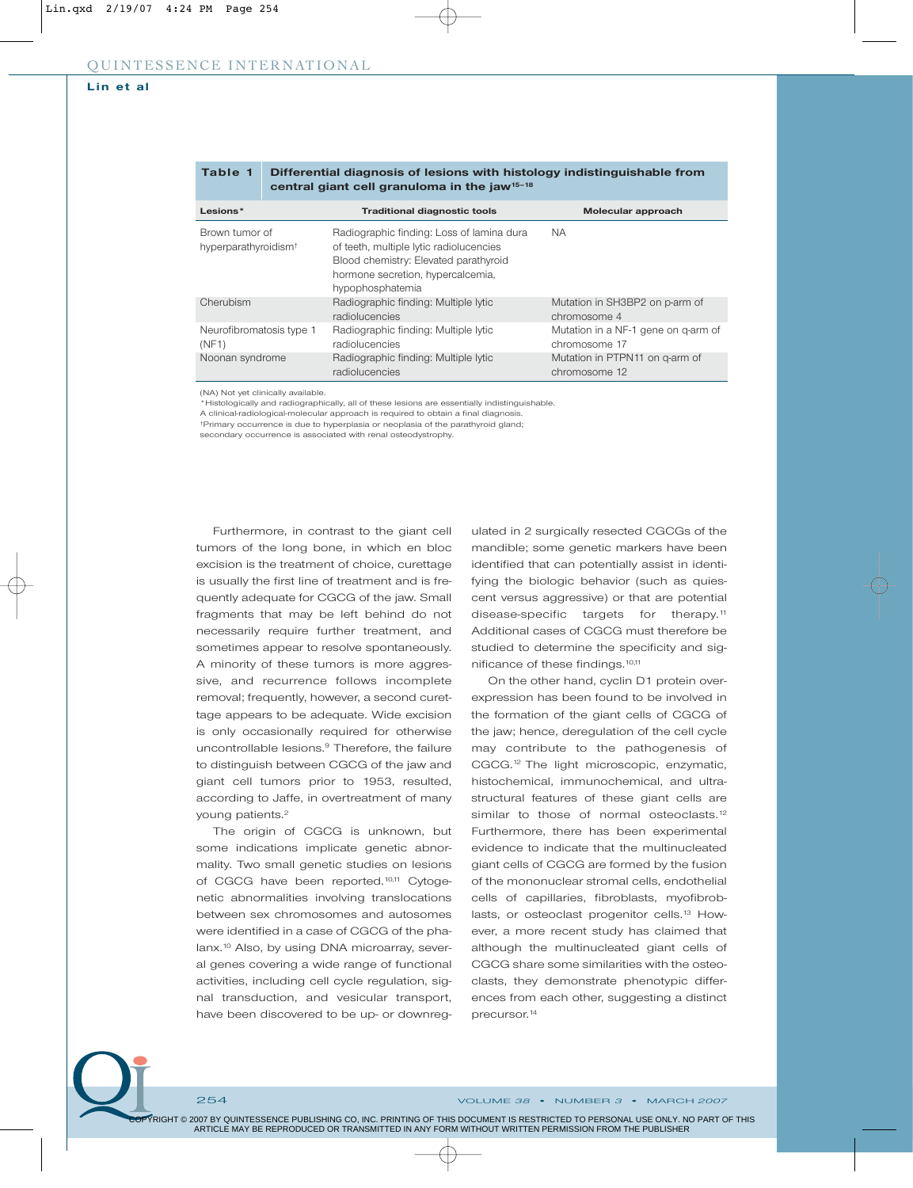**Table 1 Differential diagnosis of lesions with histology indistinguishable from central giant cell granuloma in the jaw[15–18]**

| Lesions* | Traditional diagnostic tools | Molecular approach |
|---|---|---|
| Brown tumor of hyperparathyroidism† | Radiographic finding: Loss of lamina dura of teeth, multiple lytic radiolucencies<br>Blood chemistry: Elevated parathyroid hormone secretion, hypercalcemia, hypophosphatemia | NA |
| Cherubism | Radiographic finding: Multiple lytic radiolucencies | Mutation in SH3BP2 on p-arm of chromosome 4 |
| Neurofibromatosis type 1 (NF1) | Radiographic finding: Multiple lytic radiolucencies | Mutation in a NF-1 gene on q-arm of chromosome 17 |
| Noonan syndrome | Radiographic finding: Multiple lytic radiolucencies | Mutation in PTPN11 on q-arm of chromosome 12 |

(NA) Not yet clinically available.
*Histologically and radiographically, all of these lesions are essentially indistinguishable.
A clinical-radiological-molecular approach is required to obtain a final diagnosis.
†Primary occurrence is due to hyperplasia or neoplasia of the parathyroid gland;
secondary occurrence is associated with renal osteodystrophy.

Furthermore, in contrast to the giant cell tumors of the long bone, in which en bloc excision is the treatment of choice, curettage is usually the first line of treatment and is frequently adequate for CGCG of the jaw. Small fragments that may be left behind do not necessarily require further treatment, and sometimes appear to resolve spontaneously. A minority of these tumors is more aggressive, and recurrence follows incomplete removal; frequently, however, a second curettage appears to be adequate. Wide excision is only occasionally required for otherwise uncontrollable lesions.[9] Therefore, the failure to distinguish between CGCG of the jaw and giant cell tumors prior to 1953, resulted, according to Jaffe, in overtreatment of many young patients.[2]

The origin of CGCG is unknown, but some indications implicate genetic abnormality. Two small genetic studies on lesions of CGCG have been reported.[10,11] Cytogenetic abnormalities involving translocations between sex chromosomes and autosomes were identified in a case of CGCG of the phalanx.[10] Also, by using DNA microarray, several genes covering a wide range of functional activities, including cell cycle regulation, signal transduction, and vesicular transport, have been discovered to be up- or downregulated in 2 surgically resected CGCGs of the mandible; some genetic markers have been identified that can potentially assist in identifying the biologic behavior (such as quiescent versus aggressive) or that are potential disease-specific targets for therapy.[11] Additional cases of CGCG must therefore be studied to determine the specificity and significance of these findings.[10,11]

On the other hand, cyclin D1 protein overexpression has been found to be involved in the formation of the giant cells of CGCG of the jaw; hence, deregulation of the cell cycle may contribute to the pathogenesis of CGCG.[12] The light microscopic, enzymatic, histochemical, immunochemical, and ultrastructural features of these giant cells are similar to those of normal osteoclasts.[12] Furthermore, there has been experimental evidence to indicate that the multinucleated giant cells of CGCG are formed by the fusion of the mononuclear stromal cells, endothelial cells of capillaries, fibroblasts, myofibroblasts, or osteoclast progenitor cells.[13] However, a more recent study has claimed that although the multinucleated giant cells of CGCG share some similarities with the osteoclasts, they demonstrate phenotypic differences from each other, suggesting a distinct precursor.[14]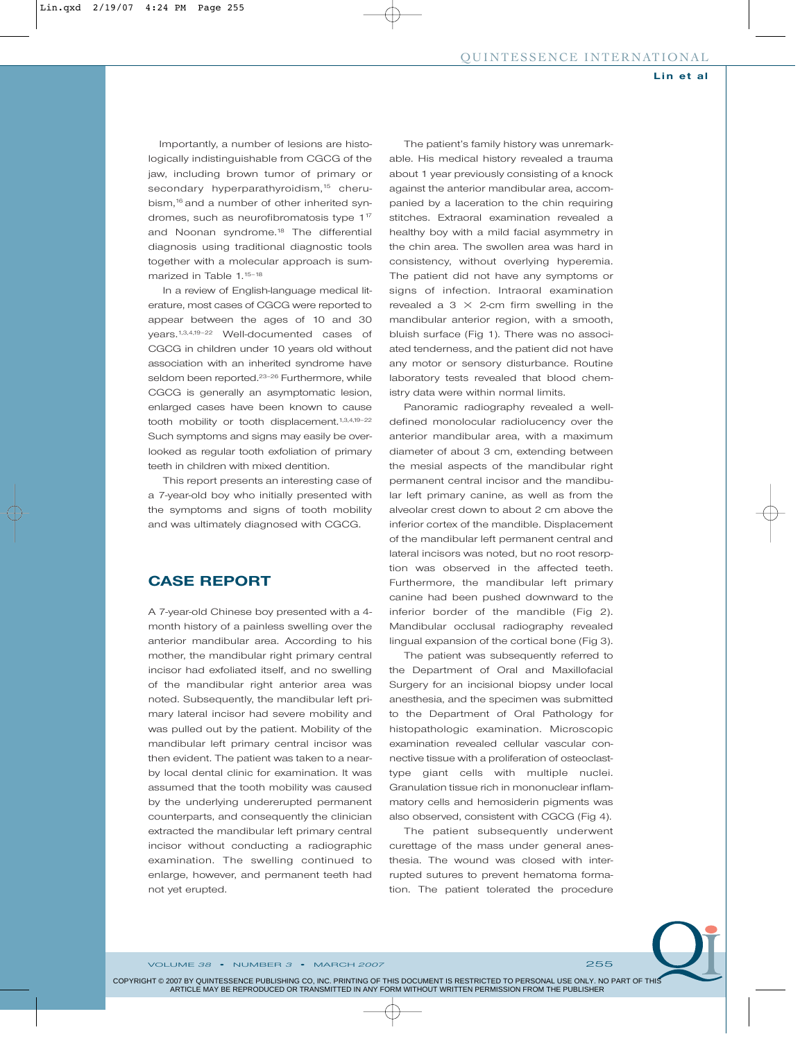Importantly, a number of lesions are histologically indistinguishable from CGCG of the jaw, including brown tumor of primary or secondary hyperparathyroidism,[15] cherubism,[16] and a number of other inherited syndromes, such as neurofibromatosis type 1[17] and Noonan syndrome.[18] The differential diagnosis using traditional diagnostic tools together with a molecular approach is summarized in Table 1.[15–18]

In a review of English-language medical literature, most cases of CGCG were reported to appear between the ages of 10 and 30 years.[1,3,4,19–22] Well-documented cases of CGCG in children under 10 years old without association with an inherited syndrome have seldom been reported.[23–26] Furthermore, while CGCG is generally an asymptomatic lesion, enlarged cases have been known to cause tooth mobility or tooth displacement.[1,3,4,19–22] Such symptoms and signs may easily be overlooked as regular tooth exfoliation of primary teeth in children with mixed dentition.

This report presents an interesting case of a 7-year-old boy who initially presented with the symptoms and signs of tooth mobility and was ultimately diagnosed with CGCG.

## CASE REPORT

A 7-year-old Chinese boy presented with a 4-month history of a painless swelling over the anterior mandibular area. According to his mother, the mandibular right primary central incisor had exfoliated itself, and no swelling of the mandibular right anterior area was noted. Subsequently, the mandibular left primary lateral incisor had severe mobility and was pulled out by the patient. Mobility of the mandibular left primary central incisor was then evident. The patient was taken to a nearby local dental clinic for examination. It was assumed that the tooth mobility was caused by the underlying unerupted permanent counterparts, and consequently the clinician extracted the mandibular left primary central incisor without conducting a radiographic examination. The swelling continued to enlarge, however, and permanent teeth had not yet erupted.

The patient's family history was unremarkable. His medical history revealed a trauma about 1 year previously consisting of a knock against the anterior mandibular area, accompanied by a laceration to the chin requiring stitches. Extraoral examination revealed a healthy boy with a mild facial asymmetry in the chin area. The swollen area was hard in consistency, without overlying hyperemia. The patient did not have any symptoms or signs of infection. Intraoral examination revealed a 3 × 2-cm firm swelling in the mandibular anterior region, with a smooth, bluish surface (Fig 1). There was no associated tenderness, and the patient did not have any motor or sensory disturbance. Routine laboratory tests revealed that blood chemistry data were within normal limits.

Panoramic radiography revealed a well-defined monolocular radiolucency over the anterior mandibular area, with a maximum diameter of about 3 cm, extending between the mesial aspects of the mandibular right permanent central incisor and the mandibular left primary canine, as well as from the alveolar crest down to about 2 cm above the inferior cortex of the mandible. Displacement of the mandibular left permanent central and lateral incisors was noted, but no root resorption was observed in the affected teeth. Furthermore, the mandibular left primary canine had been pushed downward to the inferior border of the mandible (Fig 2). Mandibular occlusal radiography revealed lingual expansion of the cortical bone (Fig 3).

The patient was subsequently referred to the Department of Oral and Maxillofacial Surgery for an incisional biopsy under local anesthesia, and the specimen was submitted to the Department of Oral Pathology for histopathologic examination. Microscopic examination revealed cellular vascular connective tissue with a proliferation of osteoclast-type giant cells with multiple nuclei. Granulation tissue rich in mononuclear inflammatory cells and hemosiderin pigments was also observed, consistent with CGCG (Fig 4).

The patient subsequently underwent curettage of the mass under general anesthesia. The wound was closed with interrupted sutures to prevent hematoma formation. The patient tolerated the procedure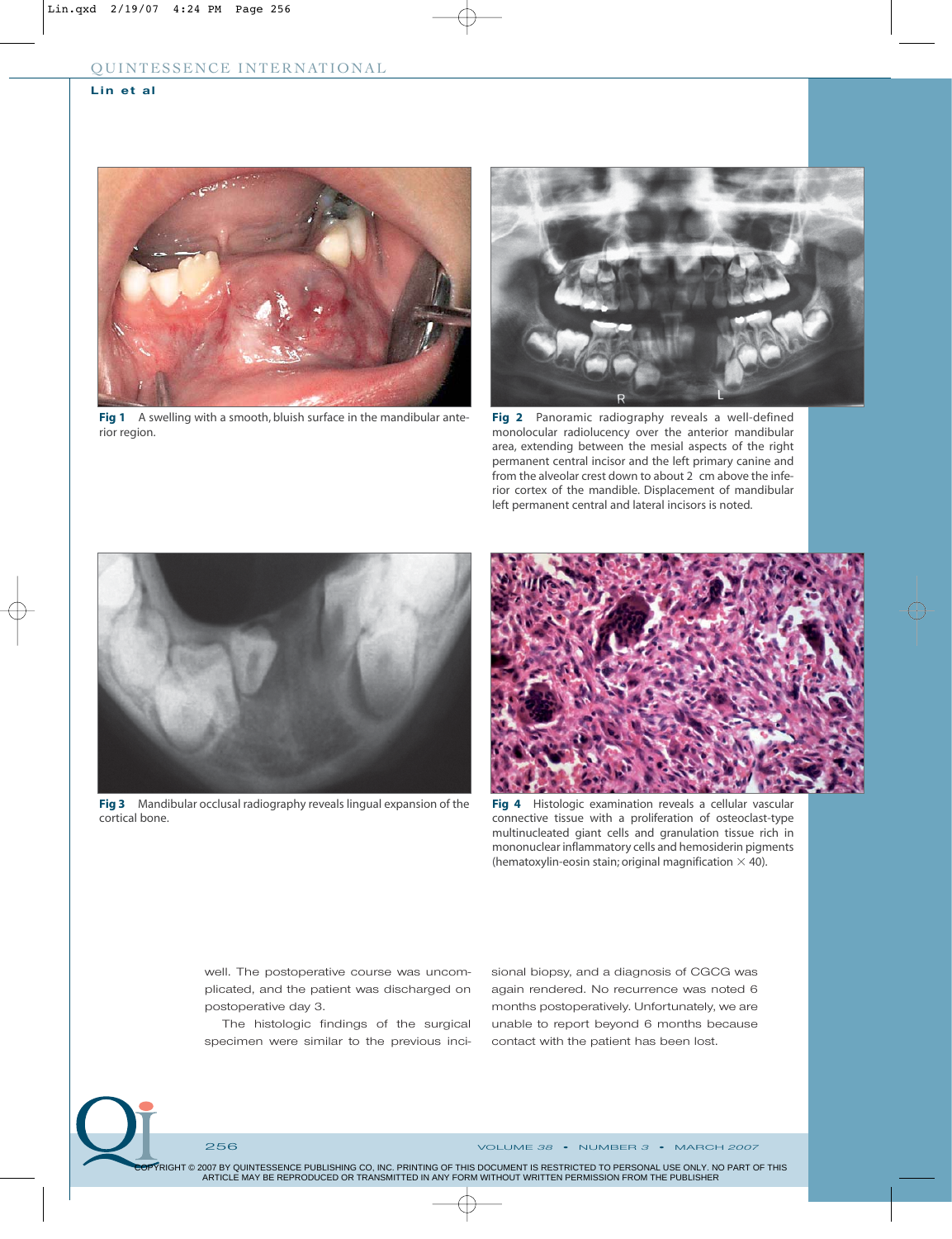**Fig 1** A swelling with a smooth, bluish surface in the mandibular anterior region.

**Fig 2** Panoramic radiography reveals a well-defined monolocular radiolucency over the anterior mandibular area, extending between the mesial aspects of the right permanent central incisor and the left primary canine and from the alveolar crest down to about 2 cm above the inferior cortex of the mandible. Displacement of mandibular left permanent central and lateral incisors is noted.

**Fig 3** Mandibular occlusal radiography reveals lingual expansion of the cortical bone.

**Fig 4** Histologic examination reveals a cellular vascular connective tissue with a proliferation of osteoclast-type multinucleated giant cells and granulation tissue rich in mononuclear inflammatory cells and hemosiderin pigments (hematoxylin-eosin stain; original magnification × 40).

well. The postoperative course was uncomplicated, and the patient was discharged on postoperative day 3.

The histologic findings of the surgical specimen were similar to the previous incisional biopsy, and a diagnosis of CGCG was again rendered. No recurrence was noted 6 months postoperatively. Unfortunately, we are unable to report beyond 6 months because contact with the patient has been lost.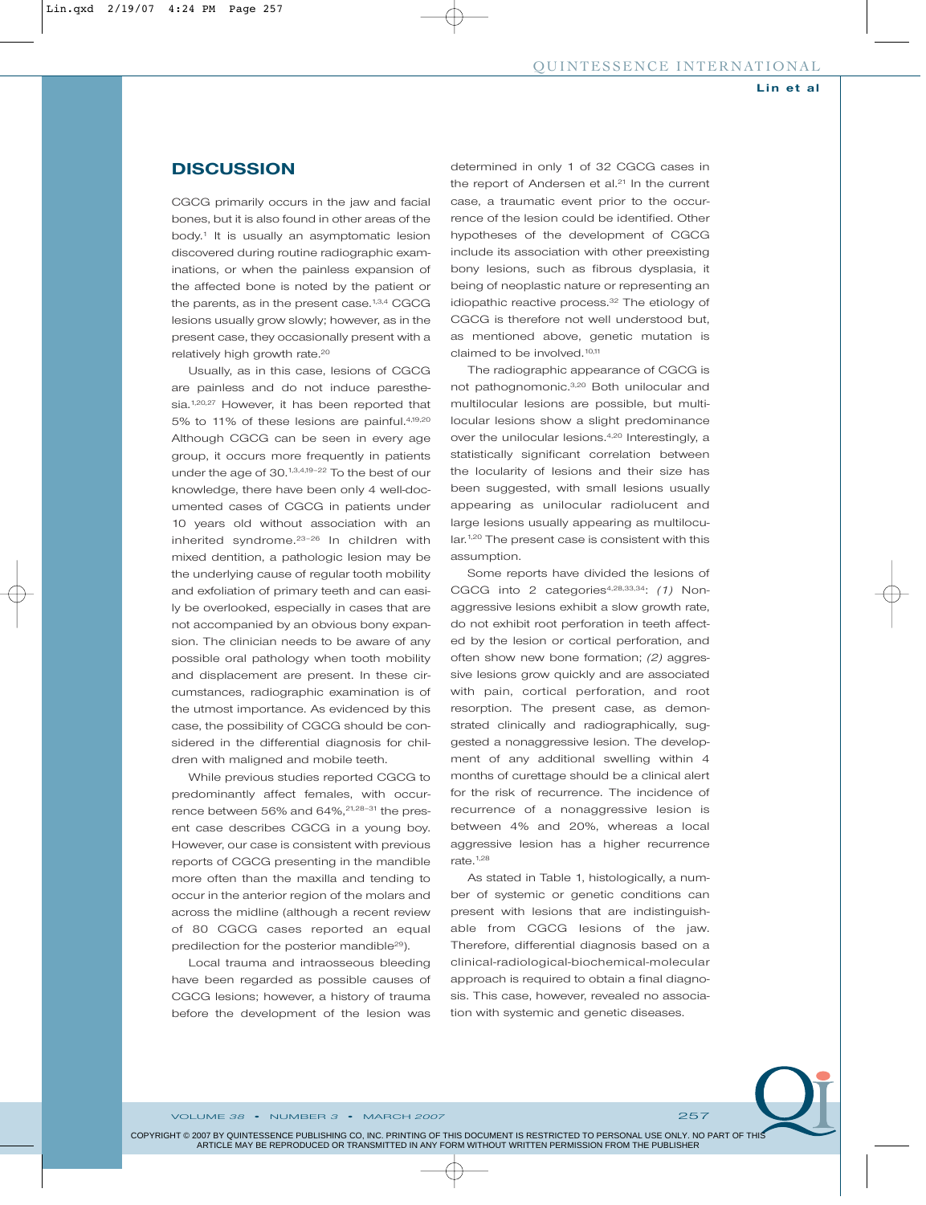## DISCUSSION

CGCG primarily occurs in the jaw and facial bones, but it is also found in other areas of the body.[1] It is usually an asymptomatic lesion discovered during routine radiographic examinations, or when the painless expansion of the affected bone is noted by the patient or the parents, as in the present case.[1,3,4] CGCG lesions usually grow slowly; however, as in the present case, they occasionally present with a relatively high growth rate.[20]

Usually, as in this case, lesions of CGCG are painless and do not induce paresthesia.[1,20,27] However, it has been reported that 5% to 11% of these lesions are painful.[4,19,20] Although CGCG can be seen in every age group, it occurs more frequently in patients under the age of 30.[1,3,4,19–22] To the best of our knowledge, there have been only 4 well-documented cases of CGCG in patients under 10 years old without association with an inherited syndrome.[23–26] In children with mixed dentition, a pathologic lesion may be the underlying cause of regular tooth mobility and exfoliation of primary teeth and can easily be overlooked, especially in cases that are not accompanied by an obvious bony expansion. The clinician needs to be aware of any possible oral pathology when tooth mobility and displacement are present. In these circumstances, radiographic examination is of the utmost importance. As evidenced by this case, the possibility of CGCG should be considered in the differential diagnosis for children with maligned and mobile teeth.

While previous studies reported CGCG to predominantly affect females, with occurrence between 56% and 64%,[21,28–31] the present case describes CGCG in a young boy. However, our case is consistent with previous reports of CGCG presenting in the mandible more often than the maxilla and tending to occur in the anterior region of the molars and across the midline (although a recent review of 80 CGCG cases reported an equal predilection for the posterior mandible[29]).

Local trauma and intraosseous bleeding have been regarded as possible causes of CGCG lesions; however, a history of trauma before the development of the lesion was determined in only 1 of 32 CGCG cases in the report of Andersen et al.[21] In the current case, a traumatic event prior to the occurrence of the lesion could be identified. Other hypotheses of the development of CGCG include its association with other preexisting bony lesions, such as fibrous dysplasia, it being of neoplastic nature or representing an idiopathic reactive process.[32] The etiology of CGCG is therefore not well understood but, as mentioned above, genetic mutation is claimed to be involved.[10,11]

The radiographic appearance of CGCG is not pathognomonic.[3,20] Both unilocular and multilocular lesions are possible, but multilocular lesions show a slight predominance over the unilocular lesions.[4,20] Interestingly, a statistically significant correlation between the locularity of lesions and their size has been suggested, with small lesions usually appearing as unilocular radiolucent and large lesions usually appearing as multilocular.[1,20] The present case is consistent with this assumption.

Some reports have divided the lesions of CGCG into 2 categories[4,28,33,34]: *(1)* Nonaggressive lesions exhibit a slow growth rate, do not exhibit root perforation in teeth affected by the lesion or cortical perforation, and often show new bone formation; *(2)* aggressive lesions grow quickly and are associated with pain, cortical perforation, and root resorption. The present case, as demonstrated clinically and radiographically, suggested a nonaggressive lesion. The development of any additional swelling within 4 months of curettage should be a clinical alert for the risk of recurrence. The incidence of recurrence of a nonaggressive lesion is between 4% and 20%, whereas a local aggressive lesion has a higher recurrence rate.[1,28]

As stated in Table 1, histologically, a number of systemic or genetic conditions can present with lesions that are indistinguishable from CGCG lesions of the jaw. Therefore, differential diagnosis based on a clinical-radiological-biochemical-molecular approach is required to obtain a final diagnosis. This case, however, revealed no association with systemic and genetic diseases.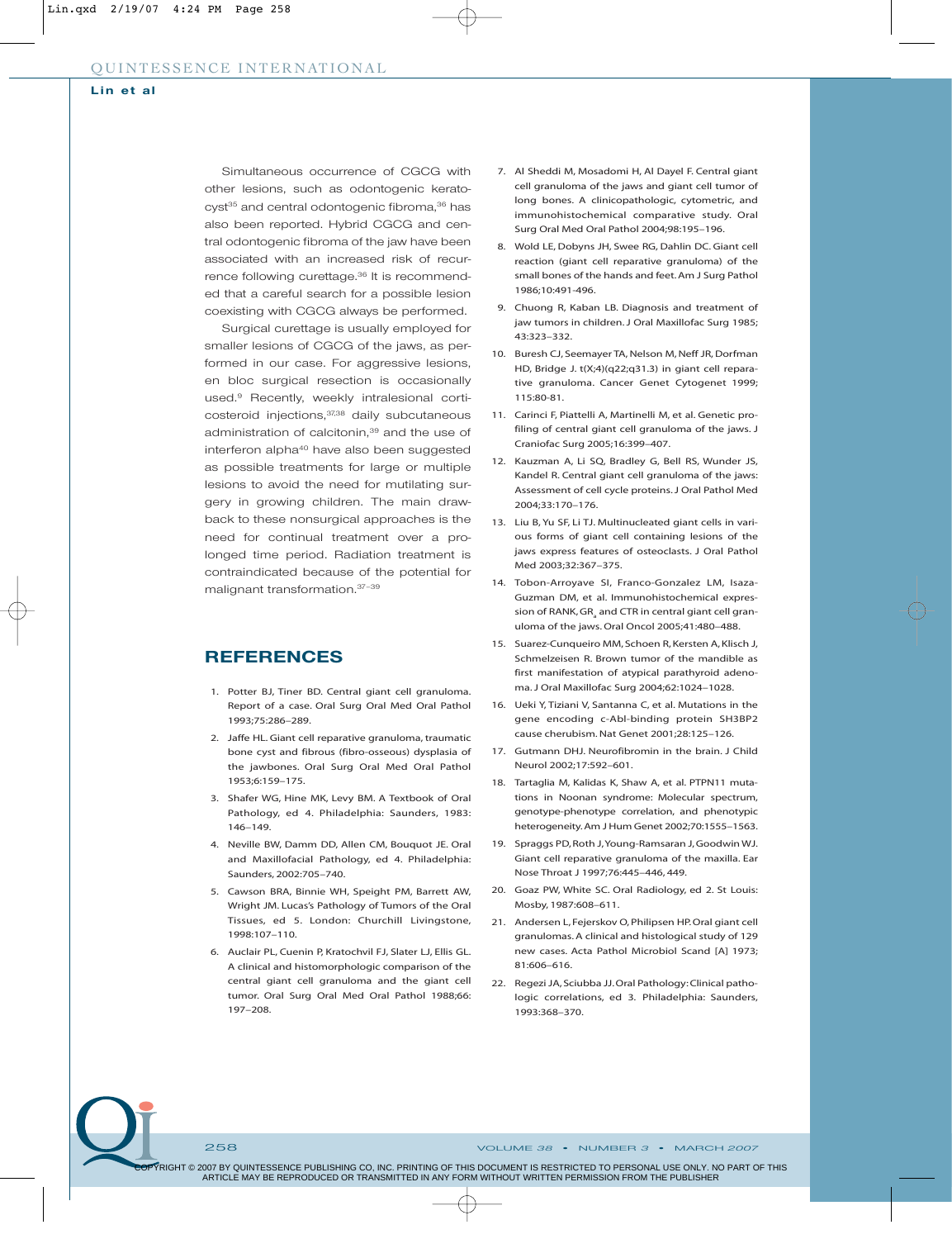Simultaneous occurrence of CGCG with other lesions, such as odontogenic keratocyst[35] and central odontogenic fibroma,[36] has also been reported. Hybrid CGCG and central odontogenic fibroma of the jaw have been associated with an increased risk of recurrence following curettage.[36] It is recommended that a careful search for a possible lesion coexisting with CGCG always be performed.

Surgical curettage is usually employed for smaller lesions of CGCG of the jaws, as performed in our case. For aggressive lesions, en bloc surgical resection is occasionally used.[9] Recently, weekly intralesional corticosteroid injections,[37,38] daily subcutaneous administration of calcitonin,[39] and the use of interferon alpha[40] have also been suggested as possible treatments for large or multiple lesions to avoid the need for mutilating surgery in growing children. The main drawback to these nonsurgical approaches is the need for continual treatment over a prolonged time period. Radiation treatment is contraindicated because of the potential for malignant transformation.[37–39]

## REFERENCES

1. Potter BJ, Tiner BD. Central giant cell granuloma. Report of a case. Oral Surg Oral Med Oral Pathol 1993;75:286–289.
2. Jaffe HL. Giant cell reparative granuloma, traumatic bone cyst and fibrous (fibro-osseous) dysplasia of the jawbones. Oral Surg Oral Med Oral Pathol 1953;6:159–175.
3. Shafer WG, Hine MK, Levy BM. A Textbook of Oral Pathology, ed 4. Philadelphia: Saunders, 1983: 146–149.
4. Neville BW, Damm DD, Allen CM, Bouquot JE. Oral and Maxillofacial Pathology, ed 4. Philadelphia: Saunders, 2002:705–740.
5. Cawson BRA, Binnie WH, Speight PM, Barrett AW, Wright JM. Lucas's Pathology of Tumors of the Oral Tissues, ed 5. London: Churchill Livingstone, 1998:107–110.
6. Auclair PL, Cuenin P, Kratochvil FJ, Slater LJ, Ellis GL. A clinical and histomorphologic comparison of the central giant cell granuloma and the giant cell tumor. Oral Surg Oral Med Oral Pathol 1988;66: 197–208.
7. Al Sheddi M, Mosadomi H, Al Dayel F. Central giant cell granuloma of the jaws and giant cell tumor of long bones. A clinicopathologic, cytometric, and immunohistochemical comparative study. Oral Surg Oral Med Oral Pathol 2004;98:195–196.
8. Wold LE, Dobyns JH, Swee RG, Dahlin DC. Giant cell reaction (giant cell reparative granuloma) of the small bones of the hands and feet. Am J Surg Pathol 1986;10:491-496.
9. Chuong R, Kaban LB. Diagnosis and treatment of jaw tumors in children. J Oral Maxillofac Surg 1985; 43:323–332.
10. Buresh CJ, Seemayer TA, Nelson M, Neff JR, Dorfman HD, Bridge J. t(X;4)(q22;q31.3) in giant cell reparative granuloma. Cancer Genet Cytogenet 1999; 115:80-81.
11. Carinci F, Piattelli A, Martinelli M, et al. Genetic profiling of central giant cell granuloma of the jaws. J Craniofac Surg 2005;16:399–407.
12. Kauzman A, Li SQ, Bradley G, Bell RS, Wunder JS, Kandel R. Central giant cell granuloma of the jaws: Assessment of cell cycle proteins. J Oral Pathol Med 2004;33:170–176.
13. Liu B, Yu SF, Li TJ. Multinucleated giant cells in various forms of giant cell containing lesions of the jaws express features of osteoclasts. J Oral Pathol Med 2003;32:367–375.
14. Tobon-Arroyave SI, Franco-Gonzalez LM, Isaza-Guzman DM, et al. Immunohistochemical expression of RANK, $GR_a$ and CTR in central giant cell granuloma of the jaws. Oral Oncol 2005;41:480–488.
15. Suarez-Cunqueiro MM, Schoen R, Kersten A, Klisch J, Schmelzeisen R. Brown tumor of the mandible as first manifestation of atypical parathyroid adenoma. J Oral Maxillofac Surg 2004;62:1024–1028.
16. Ueki Y, Tiziani V, Santanna C, et al. Mutations in the gene encoding c-Abl-binding protein SH3BP2 cause cherubism. Nat Genet 2001;28:125–126.
17. Gutmann DHJ. Neurofibromin in the brain. J Child Neurol 2002;17:592–601.
18. Tartaglia M, Kalidas K, Shaw A, et al. PTPN11 mutations in Noonan syndrome: Molecular spectrum, genotype-phenotype correlation, and phenotypic heterogeneity. Am J Hum Genet 2002;70:1555–1563.
19. Spraggs PD, Roth J, Young-Ramsaran J, Goodwin WJ. Giant cell reparative granuloma of the maxilla. Ear Nose Throat J 1997;76:445–446, 449.
20. Goaz PW, White SC. Oral Radiology, ed 2. St Louis: Mosby, 1987:608–611.
21. Andersen L, Fejerskov O, Philipsen HP. Oral giant cell granulomas. A clinical and histological study of 129 new cases. Acta Pathol Microbiol Scand [A] 1973; 81:606–616.
22. Regezi JA, Sciubba JJ. Oral Pathology: Clinical pathologic correlations, ed 3. Philadelphia: Saunders, 1993:368–370.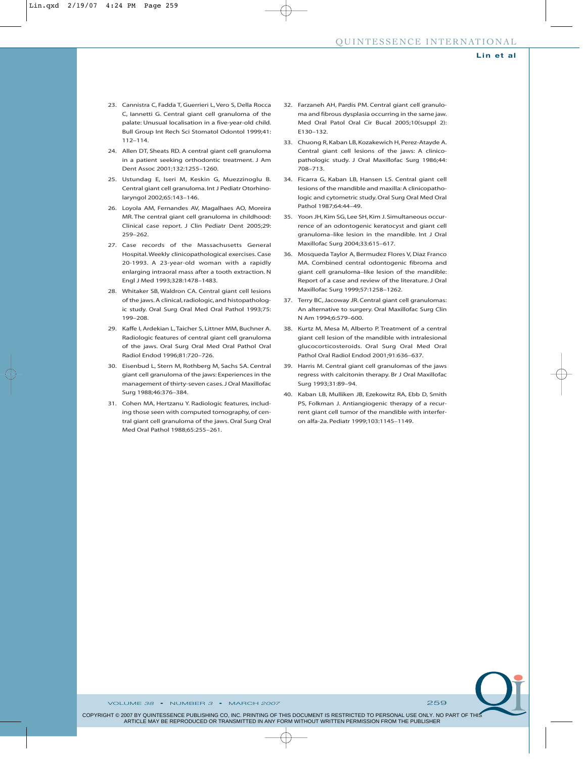23. Cannistra C, Fadda T, Guerrieri L, Vero S, Della Rocca C, Iannetti G. Central giant cell granuloma of the palate: Unusual localisation in a five-year-old child. Bull Group Int Rech Sci Stomatol Odontol 1999;41: 112–114.
24. Allen DT, Sheats RD. A central giant cell granuloma in a patient seeking orthodontic treatment. J Am Dent Assoc 2001;132:1255–1260.
25. Ustundag E, Iseri M, Keskin G, Muezzinoglu B. Central giant cell granuloma. Int J Pediatr Otorhinolaryngol 2002;65:143–146.
26. Loyola AM, Fernandes AV, Magalhaes AO, Moreira MR. The central giant cell granuloma in childhood: Clinical case report. J Clin Pediatr Dent 2005;29: 259–262.
27. Case records of the Massachusetts General Hospital. Weekly clinicopathological exercises. Case 20-1993. A 23-year-old woman with a rapidly enlarging intraoral mass after a tooth extraction. N Engl J Med 1993;328:1478–1483.
28. Whitaker SB, Waldron CA. Central giant cell lesions of the jaws. A clinical, radiologic, and histopathologic study. Oral Surg Oral Med Oral Pathol 1993;75: 199–208.
29. Kaffe I, Ardekian L, Taicher S, Littner MM, Buchner A. Radiologic features of central giant cell granuloma of the jaws. Oral Surg Oral Med Oral Pathol Oral Radiol Endod 1996;81:720–726.
30. Eisenbud L, Stern M, Rothberg M, Sachs SA. Central giant cell granuloma of the jaws: Experiences in the management of thirty-seven cases. J Oral Maxillofac Surg 1988;46:376–384.
31. Cohen MA, Hertzanu Y. Radiologic features, including those seen with computed tomography, of central giant cell granuloma of the jaws. Oral Surg Oral Med Oral Pathol 1988;65:255–261.
32. Farzaneh AH, Pardis PM. Central giant cell granuloma and fibrous dysplasia occurring in the same jaw. Med Oral Patol Oral Cir Bucal 2005;10(suppl 2): E130–132.
33. Chuong R, Kaban LB, Kozakewich H, Perez-Atayde A. Central giant cell lesions of the jaws: A clinicopathologic study. J Oral Maxillofac Surg 1986;44: 708–713.
34. Ficarra G, Kaban LB, Hansen LS. Central giant cell lesions of the mandible and maxilla: A clinicopathologic and cytometric study. Oral Surg Oral Med Oral Pathol 1987;64:44–49.
35. Yoon JH, Kim SG, Lee SH, Kim J. Simultaneous occurrence of an odontogenic keratocyst and giant cell granuloma–like lesion in the mandible. Int J Oral Maxillofac Surg 2004;33:615–617.
36. Mosqueda Taylor A, Bermudez Flores V, Diaz Franco MA. Combined central odontogenic fibroma and giant cell granuloma–like lesion of the mandible: Report of a case and review of the literature. J Oral Maxillofac Surg 1999;57:1258–1262.
37. Terry BC, Jacoway JR. Central giant cell granulomas: An alternative to surgery. Oral Maxillofac Surg Clin N Am 1994;6:579–600.
38. Kurtz M, Mesa M, Alberto P. Treatment of a central giant cell lesion of the mandible with intralesional glucocorticosteroids. Oral Surg Oral Med Oral Pathol Oral Radiol Endod 2001;91:636–637.
39. Harris M. Central giant cell granulomas of the jaws regress with calcitonin therapy. Br J Oral Maxillofac Surg 1993;31:89–94.
40. Kaban LB, Mulliken JB, Ezekowitz RA, Ebb D, Smith PS, Folkman J. Antiangiogenic therapy of a recurrent giant cell tumor of the mandible with interferon alfa-2a. Pediatr 1999;103:1145–1149.